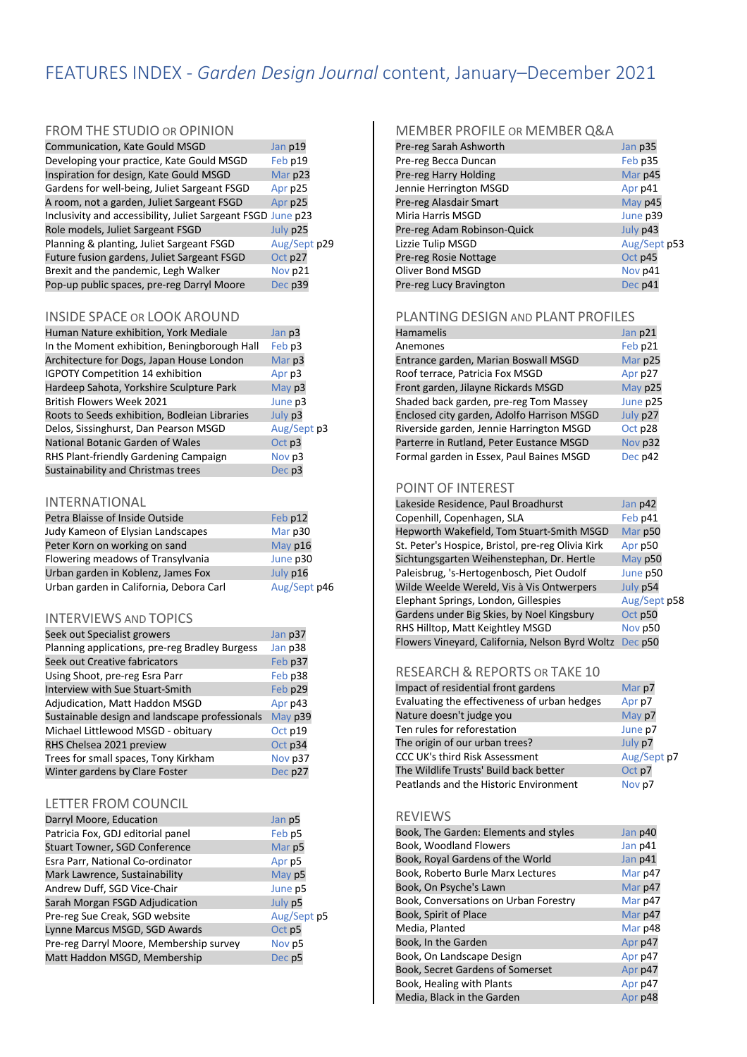# FEATURES INDEX - *Garden Design Journal* content, January–December 2021

## FROM THE STUDIO OR OPINION

| Feature | Issue |
|---|---|
| Communication, Kate Gould MSGD | Jan p19 |
| Developing your practice, Kate Gould MSGD | Feb p19 |
| Inspiration for design, Kate Gould MSGD | Mar p23 |
| Gardens for well-being, Juliet Sargeant FSGD | Apr p25 |
| A room, not a garden, Juliet Sargeant FSGD | Apr p25 |
| Inclusivity and accessibility, Juliet Sargeant FSGD | June p23 |
| Role models, Juliet Sargeant FSGD | July p25 |
| Planning & planting, Juliet Sargeant FSGD | Aug/Sept p29 |
| Future fusion gardens, Juliet Sargeant FSGD | Oct p27 |
| Brexit and the pandemic, Legh Walker | Nov p21 |
| Pop-up public spaces, pre-reg Darryl Moore | Dec p39 |

## INSIDE SPACE OR LOOK AROUND

| Feature | Issue |
|---|---|
| Human Nature exhibition, York Mediale | Jan p3 |
| In the Moment exhibition, Beningborough Hall | Feb p3 |
| Architecture for Dogs, Japan House London | Mar p3 |
| IGPOTY Competition 14 exhibition | Apr p3 |
| Hardeep Sahota, Yorkshire Sculpture Park | May p3 |
| British Flowers Week 2021 | June p3 |
| Roots to Seeds exhibition, Bodleian Libraries | July p3 |
| Delos, Sissinghurst, Dan Pearson MSGD | Aug/Sept p3 |
| National Botanic Garden of Wales | Oct p3 |
| RHS Plant-friendly Gardening Campaign | Nov p3 |
| Sustainability and Christmas trees | Dec p3 |

## INTERNATIONAL

| Feature | Issue |
|---|---|
| Petra Blaisse of Inside Outside | Feb p12 |
| Judy Kameon of Elysian Landscapes | Mar p30 |
| Peter Korn on working on sand | May p16 |
| Flowering meadows of Transylvania | June p30 |
| Urban garden in Koblenz, James Fox | July p16 |
| Urban garden in California, Debora Carl | Aug/Sept p46 |

## INTERVIEWS AND TOPICS

| Feature | Issue |
|---|---|
| Seek out Specialist growers | Jan p37 |
| Planning applications, pre-reg Bradley Burgess | Jan p38 |
| Seek out Creative fabricators | Feb p37 |
| Using Shoot, pre-reg Esra Parr | Feb p38 |
| Interview with Sue Stuart-Smith | Feb p29 |
| Adjudication, Matt Haddon MSGD | Apr p43 |
| Sustainable design and landscape professionals | May p39 |
| Michael Littlewood MSGD - obituary | Oct p19 |
| RHS Chelsea 2021 preview | Oct p34 |
| Trees for small spaces, Tony Kirkham | Nov p37 |
| Winter gardens by Clare Foster | Dec p27 |

## LETTER FROM COUNCIL

| Feature | Issue |
|---|---|
| Darryl Moore, Education | Jan p5 |
| Patricia Fox, GDJ editorial panel | Feb p5 |
| Stuart Towner, SGD Conference | Mar p5 |
| Esra Parr, National Co-ordinator | Apr p5 |
| Mark Lawrence, Sustainability | May p5 |
| Andrew Duff, SGD Vice-Chair | June p5 |
| Sarah Morgan FSGD Adjudication | July p5 |
| Pre-reg Sue Creak, SGD website | Aug/Sept p5 |
| Lynne Marcus MSGD, SGD Awards | Oct p5 |
| Pre-reg Darryl Moore, Membership survey | Nov p5 |
| Matt Haddon MSGD, Membership | Dec p5 |

## MEMBER PROFILE OR MEMBER Q&A

| Feature | Issue |
|---|---|
| Pre-reg Sarah Ashworth | Jan p35 |
| Pre-reg Becca Duncan | Feb p35 |
| Pre-reg Harry Holding | Mar p45 |
| Jennie Herrington MSGD | Apr p41 |
| Pre-reg Alasdair Smart | May p45 |
| Miria Harris MSGD | June p39 |
| Pre-reg Adam Robinson-Quick | July p43 |
| Lizzie Tulip MSGD | Aug/Sept p53 |
| Pre-reg Rosie Nottage | Oct p45 |
| Oliver Bond MSGD | Nov p41 |
| Pre-reg Lucy Bravington | Dec p41 |

## PLANTING DESIGN AND PLANT PROFILES

| Feature | Issue |
|---|---|
| Hamamelis | Jan p21 |
| Anemones | Feb p21 |
| Entrance garden, Marian Boswall MSGD | Mar p25 |
| Roof terrace, Patricia Fox MSGD | Apr p27 |
| Front garden, Jilayne Rickards MSGD | May p25 |
| Shaded back garden, pre-reg Tom Massey | June p25 |
| Enclosed city garden, Adolfo Harrison MSGD | July p27 |
| Riverside garden, Jennie Harrington MSGD | Oct p28 |
| Parterre in Rutland, Peter Eustance MSGD | Nov p32 |
| Formal garden in Essex, Paul Baines MSGD | Dec p42 |

## POINT OF INTEREST

| Feature | Issue |
|---|---|
| Lakeside Residence, Paul Broadhurst | Jan p42 |
| Copenhill, Copenhagen, SLA | Feb p41 |
| Hepworth Wakefield, Tom Stuart-Smith MSGD | Mar p50 |
| St. Peter's Hospice, Bristol, pre-reg Olivia Kirk | Apr p50 |
| Sichtungsgarten Weihenstephan, Dr. Hertle | May p50 |
| Paleisbrug, 's-Hertogenbosch, Piet Oudolf | June p50 |
| Wilde Weelde Wereld, Vis à Vis Ontwerpers | July p54 |
| Elephant Springs, London, Gillespies | Aug/Sept p58 |
| Gardens under Big Skies, by Noel Kingsbury | Oct p50 |
| RHS Hilltop, Matt Keightley MSGD | Nov p50 |
| Flowers Vineyard, California, Nelson Byrd Woltz | Dec p50 |

## RESEARCH & REPORTS OR TAKE 10

| Feature | Issue |
|---|---|
| Impact of residential front gardens | Mar p7 |
| Evaluating the effectiveness of urban hedges | Apr p7 |
| Nature doesn't judge you | May p7 |
| Ten rules for reforestation | June p7 |
| The origin of our urban trees? | July p7 |
| CCC UK's third Risk Assessment | Aug/Sept p7 |
| The Wildlife Trusts' Build back better | Oct p7 |
| Peatlands and the Historic Environment | Nov p7 |

## REVIEWS

| Feature | Issue |
|---|---|
| Book, The Garden: Elements and styles | Jan p40 |
| Book, Woodland Flowers | Jan p41 |
| Book, Royal Gardens of the World | Jan p41 |
| Book, Roberto Burle Marx Lectures | Mar p47 |
| Book, On Psyche's Lawn | Mar p47 |
| Book, Conversations on Urban Forestry | Mar p47 |
| Book, Spirit of Place | Mar p47 |
| Media, Planted | Mar p48 |
| Book, In the Garden | Apr p47 |
| Book, On Landscape Design | Apr p47 |
| Book, Secret Gardens of Somerset | Apr p47 |
| Book, Healing with Plants | Apr p47 |
| Media, Black in the Garden | Apr p48 |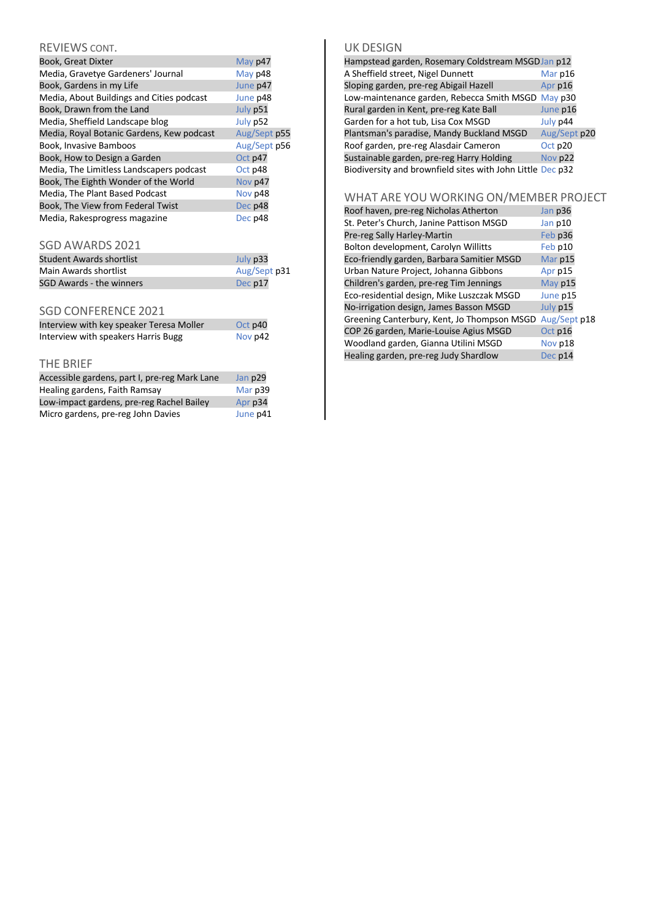## REVIEWS CONT.

| | |
|---|---|
| Book, Great Dixter | May p47 |
| Media, Gravetye Gardeners' Journal | May p48 |
| Book, Gardens in my Life | June p47 |
| Media, About Buildings and Cities podcast | June p48 |
| Book, Drawn from the Land | July p51 |
| Media, Sheffield Landscape blog | July p52 |
| Media, Royal Botanic Gardens, Kew podcast | Aug/Sept p55 |
| Book, Invasive Bamboos | Aug/Sept p56 |
| Book, How to Design a Garden | Oct p47 |
| Media, The Limitless Landscapers podcast | Oct p48 |
| Book, The Eighth Wonder of the World | Nov p47 |
| Media, The Plant Based Podcast | Nov p48 |
| Book, The View from Federal Twist | Dec p48 |
| Media, Rakesprogress magazine | Dec p48 |

## SGD AWARDS 2021

| | |
|---|---|
| Student Awards shortlist | July p33 |
| Main Awards shortlist | Aug/Sept p31 |
| SGD Awards - the winners | Dec p17 |

## SGD CONFERENCE 2021

| | |
|---|---|
| Interview with key speaker Teresa Moller | Oct p40 |
| Interview with speakers Harris Bugg | Nov p42 |

## THE BRIEF

| | |
|---|---|
| Accessible gardens, part I, pre-reg Mark Lane | Jan p29 |
| Healing gardens, Faith Ramsay | Mar p39 |
| Low-impact gardens, pre-reg Rachel Bailey | Apr p34 |
| Micro gardens, pre-reg John Davies | June p41 |

## UK DESIGN

| | |
|---|---|
| Hampstead garden, Rosemary Coldstream MSGD | Jan p12 |
| A Sheffield street, Nigel Dunnett | Mar p16 |
| Sloping garden, pre-reg Abigail Hazell | Apr p16 |
| Low-maintenance garden, Rebecca Smith MSGD | May p30 |
| Rural garden in Kent, pre-reg Kate Ball | June p16 |
| Garden for a hot tub, Lisa Cox MSGD | July p44 |
| Plantsman's paradise, Mandy Buckland MSGD | Aug/Sept p20 |
| Roof garden, pre-reg Alasdair Cameron | Oct p20 |
| Sustainable garden, pre-reg Harry Holding | Nov p22 |
| Biodiversity and brownfield sites with John Little | Dec p32 |

## WHAT ARE YOU WORKING ON/MEMBER PROJECT

| | |
|---|---|
| Roof haven, pre-reg Nicholas Atherton | Jan p36 |
| St. Peter's Church, Janine Pattison MSGD | Jan p10 |
| Pre-reg Sally Harley-Martin | Feb p36 |
| Bolton development, Carolyn Willitts | Feb p10 |
| Eco-friendly garden, Barbara Samitier MSGD | Mar p15 |
| Urban Nature Project, Johanna Gibbons | Apr p15 |
| Children's garden, pre-reg Tim Jennings | May p15 |
| Eco-residential design, Mike Luszczak MSGD | June p15 |
| No-irrigation design, James Basson MSGD | July p15 |
| Greening Canterbury, Kent, Jo Thompson MSGD | Aug/Sept p18 |
| COP 26 garden, Marie-Louise Agius MSGD | Oct p16 |
| Woodland garden, Gianna Utilini MSGD | Nov p18 |
| Healing garden, pre-reg Judy Shardlow | Dec p14 |